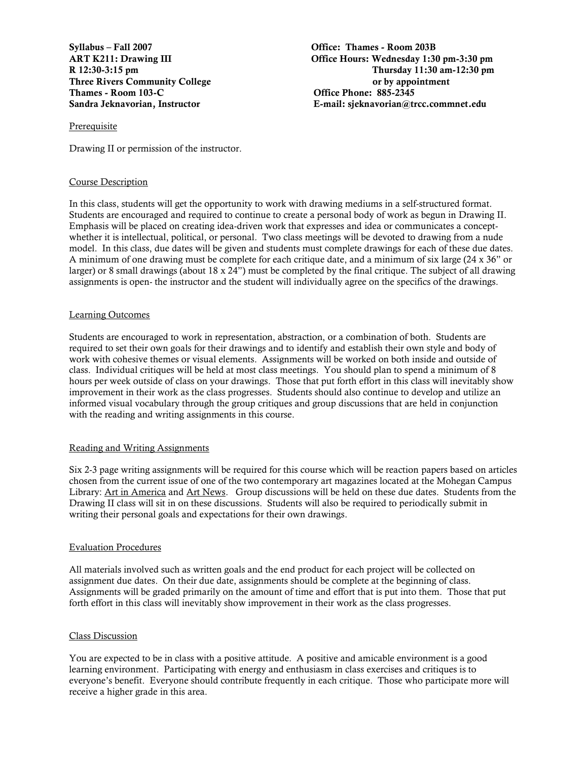**Syllabus – Fall 2007**
**ART K211: Drawing III**
**R 12:30-3:15 pm**
**Three Rivers Community College**
**Thames - Room 103-C**
**Sandra Jeknavorian, Instructor**

**Office: Thames - Room 203B**
**Office Hours: Wednesday 1:30 pm-3:30 pm**
**Thursday 11:30 am-12:30 pm**
**or by appointment**
**Office Phone: 885-2345**
**E-mail: sjeknavorian@trcc.commnet.edu**

## Prerequisite

Drawing II or permission of the instructor.

## Course Description

In this class, students will get the opportunity to work with drawing mediums in a self-structured format. Students are encouraged and required to continue to create a personal body of work as begun in Drawing II. Emphasis will be placed on creating idea-driven work that expresses and idea or communicates a concept- whether it is intellectual, political, or personal. Two class meetings will be devoted to drawing from a nude model. In this class, due dates will be given and students must complete drawings for each of these due dates. A minimum of one drawing must be complete for each critique date, and a minimum of six large (24 x 36" or larger) or 8 small drawings (about 18 x 24") must be completed by the final critique. The subject of all drawing assignments is open- the instructor and the student will individually agree on the specifics of the drawings.

## Learning Outcomes

Students are encouraged to work in representation, abstraction, or a combination of both. Students are required to set their own goals for their drawings and to identify and establish their own style and body of work with cohesive themes or visual elements. Assignments will be worked on both inside and outside of class. Individual critiques will be held at most class meetings. You should plan to spend a minimum of 8 hours per week outside of class on your drawings. Those that put forth effort in this class will inevitably show improvement in their work as the class progresses. Students should also continue to develop and utilize an informed visual vocabulary through the group critiques and group discussions that are held in conjunction with the reading and writing assignments in this course.

## Reading and Writing Assignments

Six 2-3 page writing assignments will be required for this course which will be reaction papers based on articles chosen from the current issue of one of the two contemporary art magazines located at the Mohegan Campus Library: Art in America and Art News. Group discussions will be held on these due dates. Students from the Drawing II class will sit in on these discussions. Students will also be required to periodically submit in writing their personal goals and expectations for their own drawings.

## Evaluation Procedures

All materials involved such as written goals and the end product for each project will be collected on assignment due dates. On their due date, assignments should be complete at the beginning of class. Assignments will be graded primarily on the amount of time and effort that is put into them. Those that put forth effort in this class will inevitably show improvement in their work as the class progresses.

## Class Discussion

You are expected to be in class with a positive attitude. A positive and amicable environment is a good learning environment. Participating with energy and enthusiasm in class exercises and critiques is to everyone's benefit. Everyone should contribute frequently in each critique. Those who participate more will receive a higher grade in this area.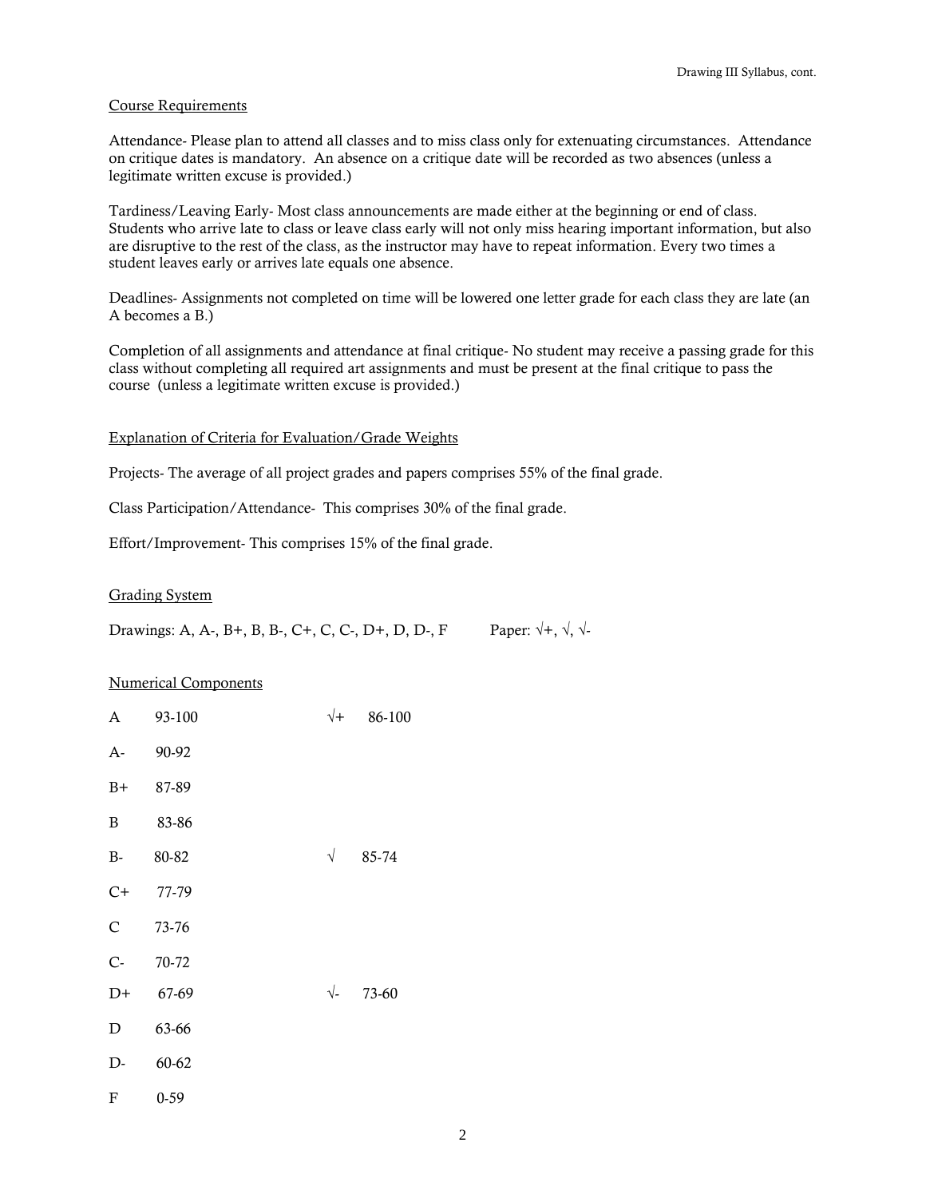## Course Requirements

Attendance- Please plan to attend all classes and to miss class only for extenuating circumstances. Attendance on critique dates is mandatory. An absence on a critique date will be recorded as two absences (unless a legitimate written excuse is provided.)

Tardiness/Leaving Early- Most class announcements are made either at the beginning or end of class. Students who arrive late to class or leave class early will not only miss hearing important information, but also are disruptive to the rest of the class, as the instructor may have to repeat information. Every two times a student leaves early or arrives late equals one absence.

Deadlines- Assignments not completed on time will be lowered one letter grade for each class they are late (an A becomes a B.)

Completion of all assignments and attendance at final critique- No student may receive a passing grade for this class without completing all required art assignments and must be present at the final critique to pass the course (unless a legitimate written excuse is provided.)

## Explanation of Criteria for Evaluation/Grade Weights

Projects- The average of all project grades and papers comprises 55% of the final grade.

Class Participation/Attendance- This comprises 30% of the final grade.

Effort/Improvement- This comprises 15% of the final grade.

## Grading System

Drawings: A, A-, B+, B, B-, C+, C, C-, D+, D, D-, F     Paper: √+, √, √-

## Numerical Components

| | | | |
|---|---|---|---|
| A | 93-100 | √+ | 86-100 |
| A- | 90-92 | | |
| B+ | 87-89 | | |
| B | 83-86 | | |
| B- | 80-82 | √ | 85-74 |
| C+ | 77-79 | | |
| C | 73-76 | | |
| C- | 70-72 | | |
| D+ | 67-69 | √- | 73-60 |
| D | 63-66 | | |
| D- | 60-62 | | |
| F | 0-59 | | |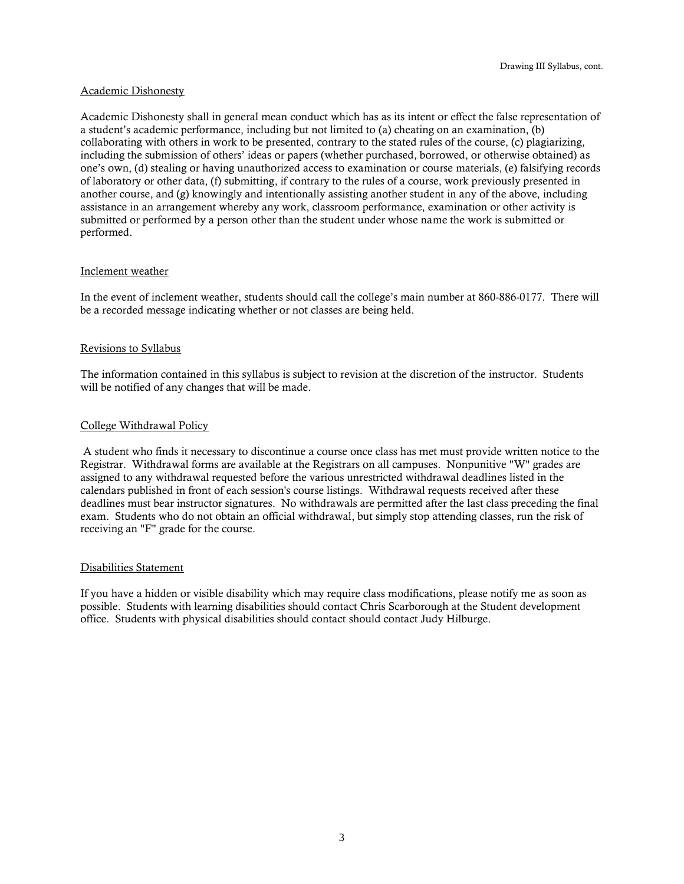## Academic Dishonesty

Academic Dishonesty shall in general mean conduct which has as its intent or effect the false representation of a student's academic performance, including but not limited to (a) cheating on an examination, (b) collaborating with others in work to be presented, contrary to the stated rules of the course, (c) plagiarizing, including the submission of others' ideas or papers (whether purchased, borrowed, or otherwise obtained) as one's own, (d) stealing or having unauthorized access to examination or course materials, (e) falsifying records of laboratory or other data, (f) submitting, if contrary to the rules of a course, work previously presented in another course, and (g) knowingly and intentionally assisting another student in any of the above, including assistance in an arrangement whereby any work, classroom performance, examination or other activity is submitted or performed by a person other than the student under whose name the work is submitted or performed.

## Inclement weather

In the event of inclement weather, students should call the college's main number at 860-886-0177. There will be a recorded message indicating whether or not classes are being held.

## Revisions to Syllabus

The information contained in this syllabus is subject to revision at the discretion of the instructor. Students will be notified of any changes that will be made.

## College Withdrawal Policy

A student who finds it necessary to discontinue a course once class has met must provide written notice to the Registrar. Withdrawal forms are available at the Registrars on all campuses. Nonpunitive "W" grades are assigned to any withdrawal requested before the various unrestricted withdrawal deadlines listed in the calendars published in front of each session's course listings. Withdrawal requests received after these deadlines must bear instructor signatures. No withdrawals are permitted after the last class preceding the final exam. Students who do not obtain an official withdrawal, but simply stop attending classes, run the risk of receiving an "F" grade for the course.

## Disabilities Statement

If you have a hidden or visible disability which may require class modifications, please notify me as soon as possible. Students with learning disabilities should contact Chris Scarborough at the Student development office. Students with physical disabilities should contact should contact Judy Hilburge.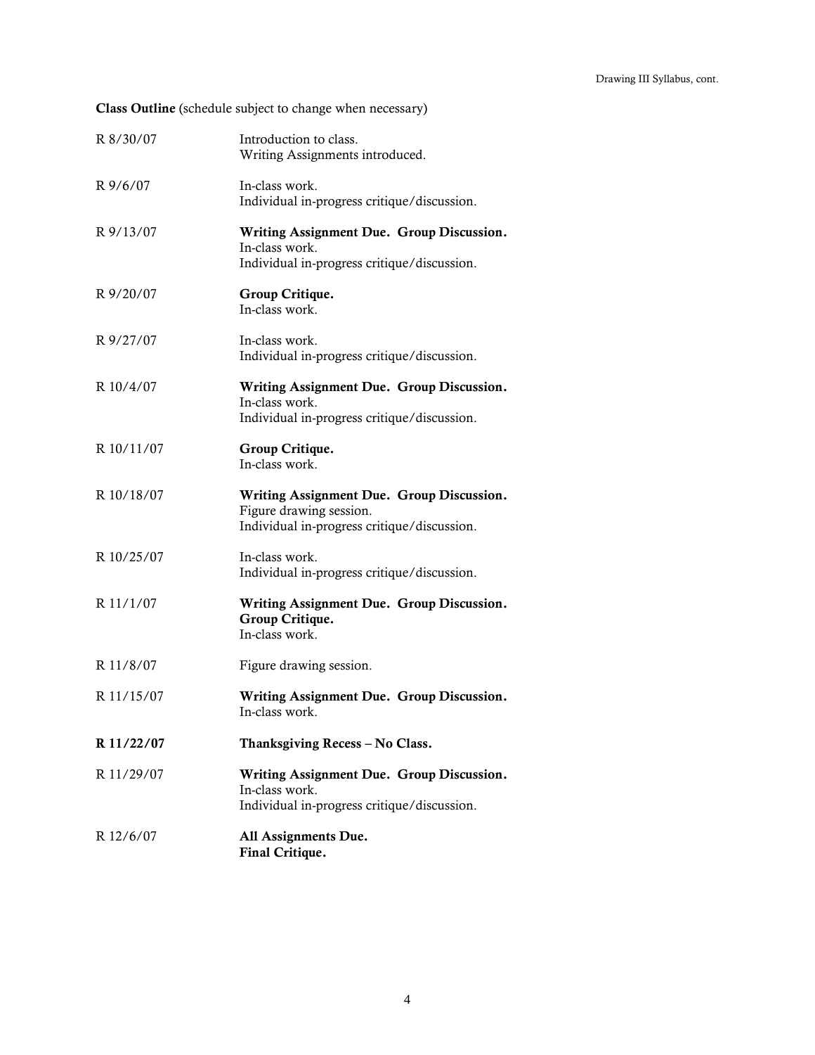**Class Outline** (schedule subject to change when necessary)

| | |
|---|---|
| R 8/30/07 | Introduction to class.<br>Writing Assignments introduced. |
| R 9/6/07 | In-class work.<br>Individual in-progress critique/discussion. |
| R 9/13/07 | **Writing Assignment Due. Group Discussion.**<br>In-class work.<br>Individual in-progress critique/discussion. |
| R 9/20/07 | **Group Critique.**<br>In-class work. |
| R 9/27/07 | In-class work.<br>Individual in-progress critique/discussion. |
| R 10/4/07 | **Writing Assignment Due. Group Discussion.**<br>In-class work.<br>Individual in-progress critique/discussion. |
| R 10/11/07 | **Group Critique.**<br>In-class work. |
| R 10/18/07 | **Writing Assignment Due. Group Discussion.**<br>Figure drawing session.<br>Individual in-progress critique/discussion. |
| R 10/25/07 | In-class work.<br>Individual in-progress critique/discussion. |
| R 11/1/07 | **Writing Assignment Due. Group Discussion.**<br>**Group Critique.**<br>In-class work. |
| R 11/8/07 | Figure drawing session. |
| R 11/15/07 | **Writing Assignment Due. Group Discussion.**<br>In-class work. |
| **R 11/22/07** | **Thanksgiving Recess – No Class.** |
| R 11/29/07 | **Writing Assignment Due. Group Discussion.**<br>In-class work.<br>Individual in-progress critique/discussion. |
| R 12/6/07 | **All Assignments Due.**<br>**Final Critique.** |